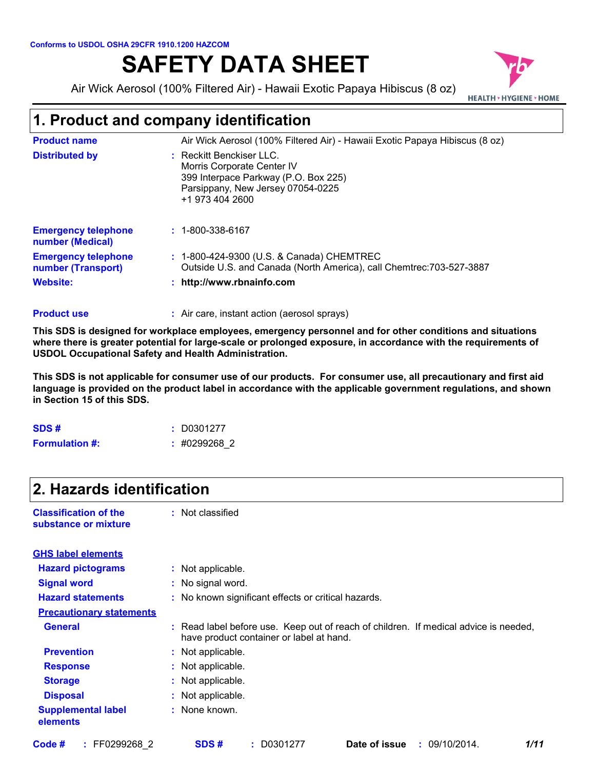Conforms to USDOL OSHA 29CFR 1910.1200 HAZCOM

# SAFETY DATA SHEET

Air Wick Aerosol (100% Filtered Air) - Hawaii Exotic Papaya Hibiscus (8 oz)

## 1. Product and company identification

**Product name** Air Wick Aerosol (100% Filtered Air) - Hawaii Exotic Papaya Hibiscus (8 oz)

**Distributed by** : Reckitt Benckiser LLC.
Morris Corporate Center IV
399 Interpace Parkway (P.O. Box 225)
Parsippany, New Jersey 07054-0225
+1 973 404 2600

**Emergency telephone number (Medical)** : 1-800-338-6167

**Emergency telephone number (Transport)** : 1-800-424-9300 (U.S. & Canada) CHEMTREC
Outside U.S. and Canada (North America), call Chemtrec:703-527-3887

**Website:** : **http://www.rbnainfo.com**

**Product use** : Air care, instant action (aerosol sprays)

**This SDS is designed for workplace employees, emergency personnel and for other conditions and situations where there is greater potential for large-scale or prolonged exposure, in accordance with the requirements of USDOL Occupational Safety and Health Administration.**

**This SDS is not applicable for consumer use of our products. For consumer use, all precautionary and first aid language is provided on the product label in accordance with the applicable government regulations, and shown in Section 15 of this SDS.**

**SDS #** : D0301277

**Formulation #:** : #0299268_2

## 2. Hazards identification

**Classification of the substance or mixture** : Not classified

**GHS label elements**

**Hazard pictograms** : Not applicable.

**Signal word** : No signal word.

**Hazard statements** : No known significant effects or critical hazards.

**Precautionary statements**

**General** : Read label before use. Keep out of reach of children. If medical advice is needed, have product container or label at hand.

**Prevention** : Not applicable.

**Response** : Not applicable.

**Storage** : Not applicable.

**Disposal** : Not applicable.

**Supplemental label elements** : None known.

**Code #** : FF0299268_2 **SDS #** : D0301277 **Date of issue** : 09/10/2014.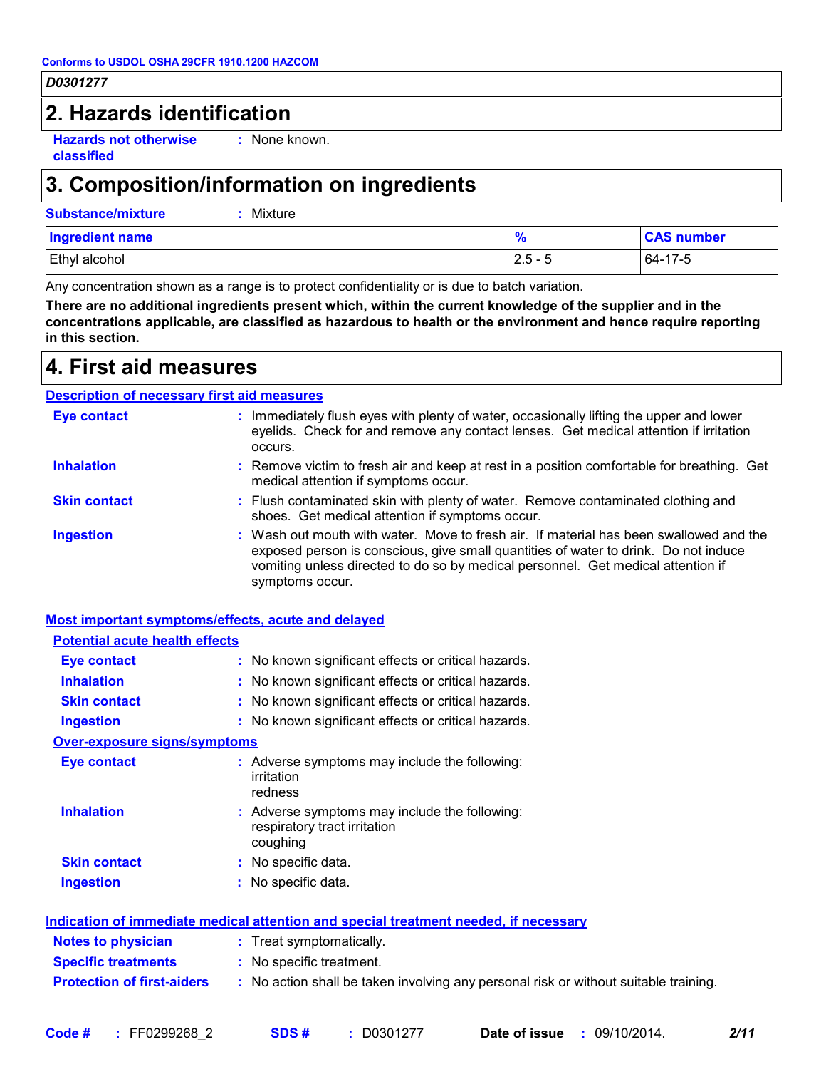## 2. Hazards identification

**Hazards not otherwise classified** : None known.

## 3. Composition/information on ingredients

**Substance/mixture** : Mixture

| Ingredient name | % | CAS number |
| --- | --- | --- |
| Ethyl alcohol | 2.5 - 5 | 64-17-5 |

Any concentration shown as a range is to protect confidentiality or is due to batch variation.

**There are no additional ingredients present which, within the current knowledge of the supplier and in the concentrations applicable, are classified as hazardous to health or the environment and hence require reporting in this section.**

## 4. First aid measures

**Description of necessary first aid measures**

**Eye contact** : Immediately flush eyes with plenty of water, occasionally lifting the upper and lower eyelids. Check for and remove any contact lenses. Get medical attention if irritation occurs.

**Inhalation** : Remove victim to fresh air and keep at rest in a position comfortable for breathing. Get medical attention if symptoms occur.

**Skin contact** : Flush contaminated skin with plenty of water. Remove contaminated clothing and shoes. Get medical attention if symptoms occur.

**Ingestion** : Wash out mouth with water. Move to fresh air. If material has been swallowed and the exposed person is conscious, give small quantities of water to drink. Do not induce vomiting unless directed to do so by medical personnel. Get medical attention if symptoms occur.

**Most important symptoms/effects, acute and delayed**

**Potential acute health effects**

**Eye contact** : No known significant effects or critical hazards.

**Inhalation** : No known significant effects or critical hazards.

**Skin contact** : No known significant effects or critical hazards.

**Ingestion** : No known significant effects or critical hazards.

**Over-exposure signs/symptoms**

**Eye contact** : Adverse symptoms may include the following:
irritation
redness

**Inhalation** : Adverse symptoms may include the following:
respiratory tract irritation
coughing

**Skin contact** : No specific data.

**Ingestion** : No specific data.

**Indication of immediate medical attention and special treatment needed, if necessary**

**Notes to physician** : Treat symptomatically.

**Specific treatments** : No specific treatment.

**Protection of first-aiders** : No action shall be taken involving any personal risk or without suitable training.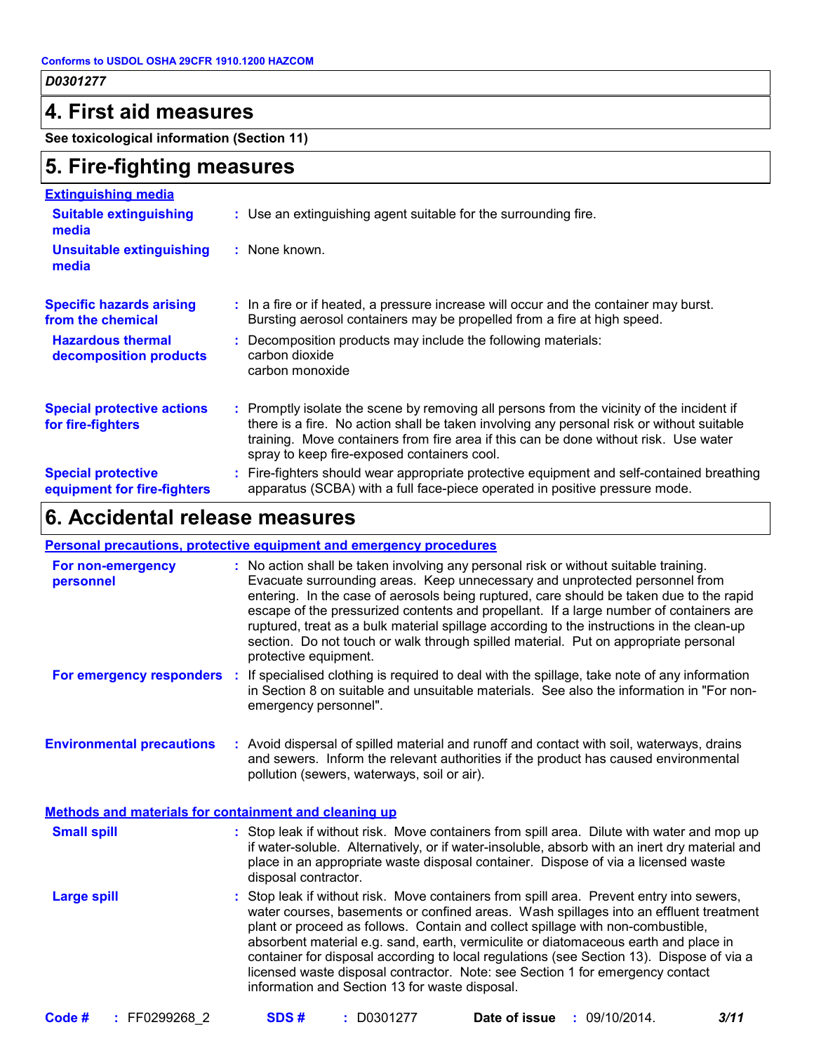## 4. First aid measures

**See toxicological information (Section 11)**

## 5. Fire-fighting measures

### Extinguishing media

**Suitable extinguishing media** : Use an extinguishing agent suitable for the surrounding fire.

**Unsuitable extinguishing media** : None known.

**Specific hazards arising from the chemical** : In a fire or if heated, a pressure increase will occur and the container may burst. Bursting aerosol containers may be propelled from a fire at high speed.

**Hazardous thermal decomposition products** : Decomposition products may include the following materials:
carbon dioxide
carbon monoxide

**Special protective actions for fire-fighters** : Promptly isolate the scene by removing all persons from the vicinity of the incident if there is a fire. No action shall be taken involving any personal risk or without suitable training. Move containers from fire area if this can be done without risk. Use water spray to keep fire-exposed containers cool.

**Special protective equipment for fire-fighters** : Fire-fighters should wear appropriate protective equipment and self-contained breathing apparatus (SCBA) with a full face-piece operated in positive pressure mode.

## 6. Accidental release measures

### Personal precautions, protective equipment and emergency procedures

**For non-emergency personnel** : No action shall be taken involving any personal risk or without suitable training. Evacuate surrounding areas. Keep unnecessary and unprotected personnel from entering. In the case of aerosols being ruptured, care should be taken due to the rapid escape of the pressurized contents and propellant. If a large number of containers are ruptured, treat as a bulk material spillage according to the instructions in the clean-up section. Do not touch or walk through spilled material. Put on appropriate personal protective equipment.

**For emergency responders** : If specialised clothing is required to deal with the spillage, take note of any information in Section 8 on suitable and unsuitable materials. See also the information in "For non-emergency personnel".

**Environmental precautions** : Avoid dispersal of spilled material and runoff and contact with soil, waterways, drains and sewers. Inform the relevant authorities if the product has caused environmental pollution (sewers, waterways, soil or air).

### Methods and materials for containment and cleaning up

**Small spill** : Stop leak if without risk. Move containers from spill area. Dilute with water and mop up if water-soluble. Alternatively, or if water-insoluble, absorb with an inert dry material and place in an appropriate waste disposal container. Dispose of via a licensed waste disposal contractor.

**Large spill** : Stop leak if without risk. Move containers from spill area. Prevent entry into sewers, water courses, basements or confined areas. Wash spillages into an effluent treatment plant or proceed as follows. Contain and collect spillage with non-combustible, absorbent material e.g. sand, earth, vermiculite or diatomaceous earth and place in container for disposal according to local regulations (see Section 13). Dispose of via a licensed waste disposal contractor. Note: see Section 1 for emergency contact information and Section 13 for waste disposal.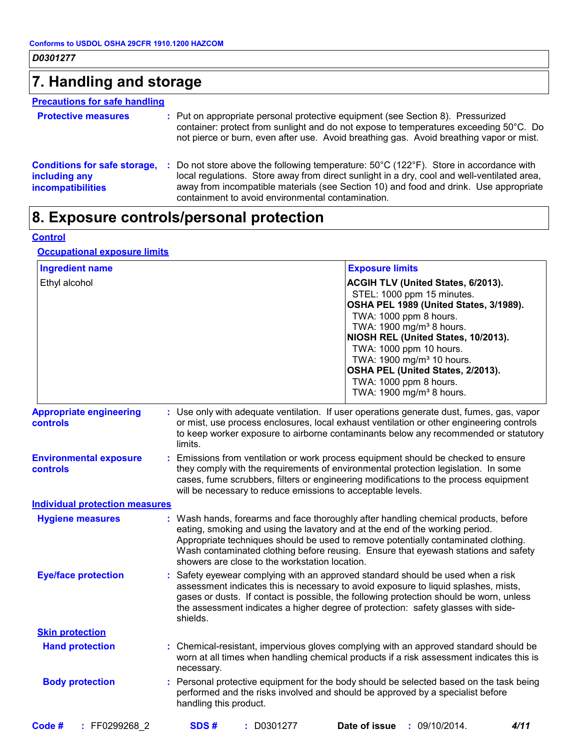## 7. Handling and storage

### Precautions for safe handling

**Protective measures** : Put on appropriate personal protective equipment (see Section 8). Pressurized container: protect from sunlight and do not expose to temperatures exceeding 50°C. Do not pierce or burn, even after use. Avoid breathing gas. Avoid breathing vapor or mist.

**Conditions for safe storage, including any incompatibilities** : Do not store above the following temperature: 50°C (122°F). Store in accordance with local regulations. Store away from direct sunlight in a dry, cool and well-ventilated area, away from incompatible materials (see Section 10) and food and drink. Use appropriate containment to avoid environmental contamination.

## 8. Exposure controls/personal protection

### Control

#### Occupational exposure limits

| Ingredient name | Exposure limits |
|---|---|
| Ethyl alcohol | **ACGIH TLV (United States, 6/2013).**<br>STEL: 1000 ppm 15 minutes.<br>**OSHA PEL 1989 (United States, 3/1989).**<br>TWA: 1000 ppm 8 hours.<br>TWA: 1900 mg/m³ 8 hours.<br>**NIOSH REL (United States, 10/2013).**<br>TWA: 1000 ppm 10 hours.<br>TWA: 1900 mg/m³ 10 hours.<br>**OSHA PEL (United States, 2/2013).**<br>TWA: 1000 ppm 8 hours.<br>TWA: 1900 mg/m³ 8 hours. |

**Appropriate engineering controls** : Use only with adequate ventilation. If user operations generate dust, fumes, gas, vapor or mist, use process enclosures, local exhaust ventilation or other engineering controls to keep worker exposure to airborne contaminants below any recommended or statutory limits.

**Environmental exposure controls** : Emissions from ventilation or work process equipment should be checked to ensure they comply with the requirements of environmental protection legislation. In some cases, fume scrubbers, filters or engineering modifications to the process equipment will be necessary to reduce emissions to acceptable levels.

### Individual protection measures

**Hygiene measures** : Wash hands, forearms and face thoroughly after handling chemical products, before eating, smoking and using the lavatory and at the end of the working period. Appropriate techniques should be used to remove potentially contaminated clothing. Wash contaminated clothing before reusing. Ensure that eyewash stations and safety showers are close to the workstation location.

**Eye/face protection** : Safety eyewear complying with an approved standard should be used when a risk assessment indicates this is necessary to avoid exposure to liquid splashes, mists, gases or dusts. If contact is possible, the following protection should be worn, unless the assessment indicates a higher degree of protection: safety glasses with side-shields.

#### Skin protection

**Hand protection** : Chemical-resistant, impervious gloves complying with an approved standard should be worn at all times when handling chemical products if a risk assessment indicates this is necessary.

**Body protection** : Personal protective equipment for the body should be selected based on the task being performed and the risks involved and should be approved by a specialist before handling this product.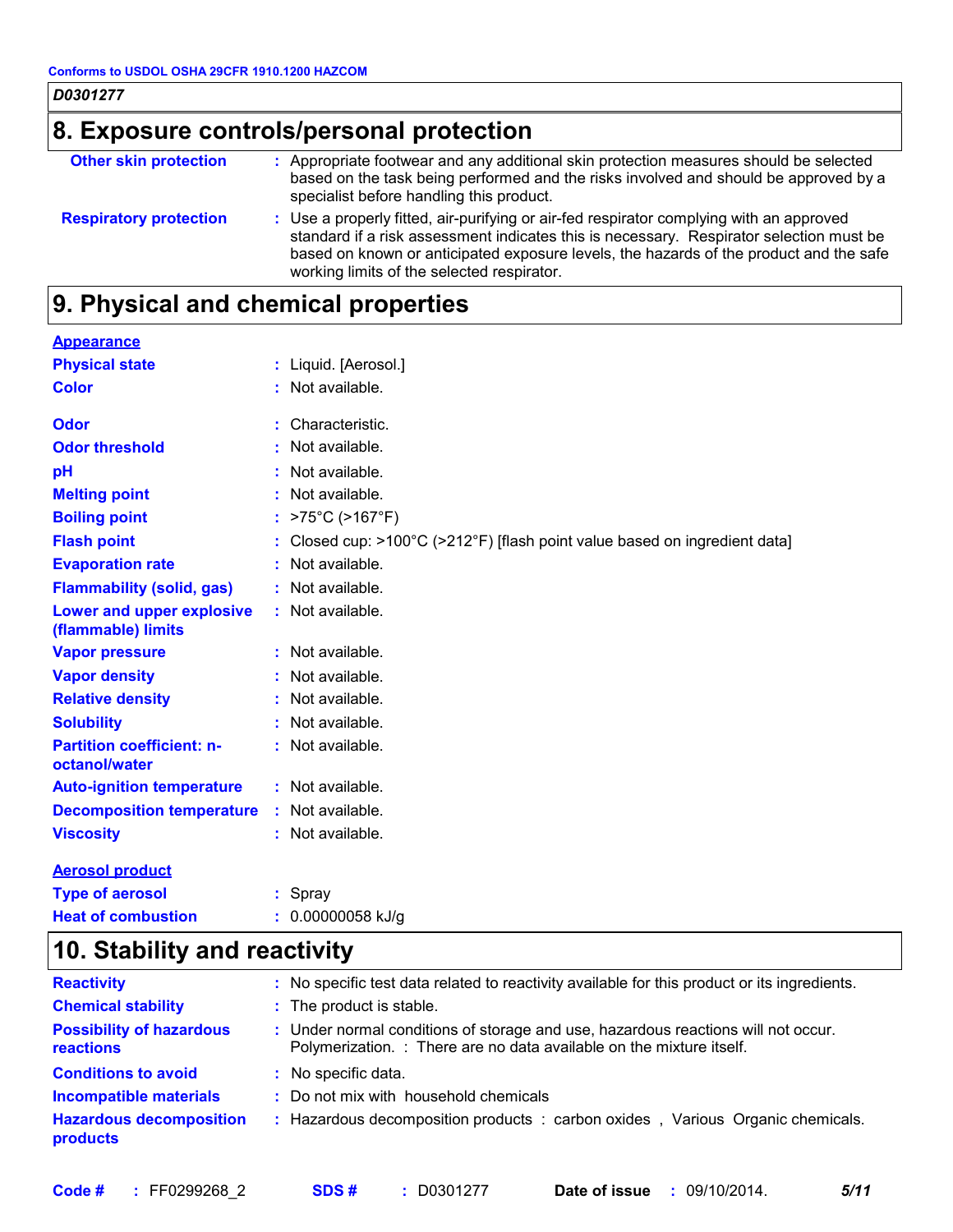## 8. Exposure controls/personal protection

| | |
|---|---|
| **Other skin protection** | : Appropriate footwear and any additional skin protection measures should be selected based on the task being performed and the risks involved and should be approved by a specialist before handling this product. |
| **Respiratory protection** | : Use a properly fitted, air-purifying or air-fed respirator complying with an approved standard if a risk assessment indicates this is necessary. Respirator selection must be based on known or anticipated exposure levels, the hazards of the product and the safe working limits of the selected respirator. |

## 9. Physical and chemical properties

**Appearance**

| | |
|---|---|
| **Physical state** | : Liquid. [Aerosol.] |
| **Color** | : Not available. |
| **Odor** | : Characteristic. |
| **Odor threshold** | : Not available. |
| **pH** | : Not available. |
| **Melting point** | : Not available. |
| **Boiling point** | : >75°C (>167°F) |
| **Flash point** | : Closed cup: >100°C (>212°F) [flash point value based on ingredient data] |
| **Evaporation rate** | : Not available. |
| **Flammability (solid, gas)** | : Not available. |
| **Lower and upper explosive (flammable) limits** | : Not available. |
| **Vapor pressure** | : Not available. |
| **Vapor density** | : Not available. |
| **Relative density** | : Not available. |
| **Solubility** | : Not available. |
| **Partition coefficient: n-octanol/water** | : Not available. |
| **Auto-ignition temperature** | : Not available. |
| **Decomposition temperature** | : Not available. |
| **Viscosity** | : Not available. |

**Aerosol product**

| | |
|---|---|
| **Type of aerosol** | : Spray |
| **Heat of combustion** | : 0.00000058 kJ/g |

## 10. Stability and reactivity

| | |
|---|---|
| **Reactivity** | : No specific test data related to reactivity available for this product or its ingredients. |
| **Chemical stability** | : The product is stable. |
| **Possibility of hazardous reactions** | : Under normal conditions of storage and use, hazardous reactions will not occur. Polymerization. : There are no data available on the mixture itself. |
| **Conditions to avoid** | : No specific data. |
| **Incompatible materials** | : Do not mix with household chemicals |
| **Hazardous decomposition products** | : Hazardous decomposition products : carbon oxides , Various Organic chemicals. |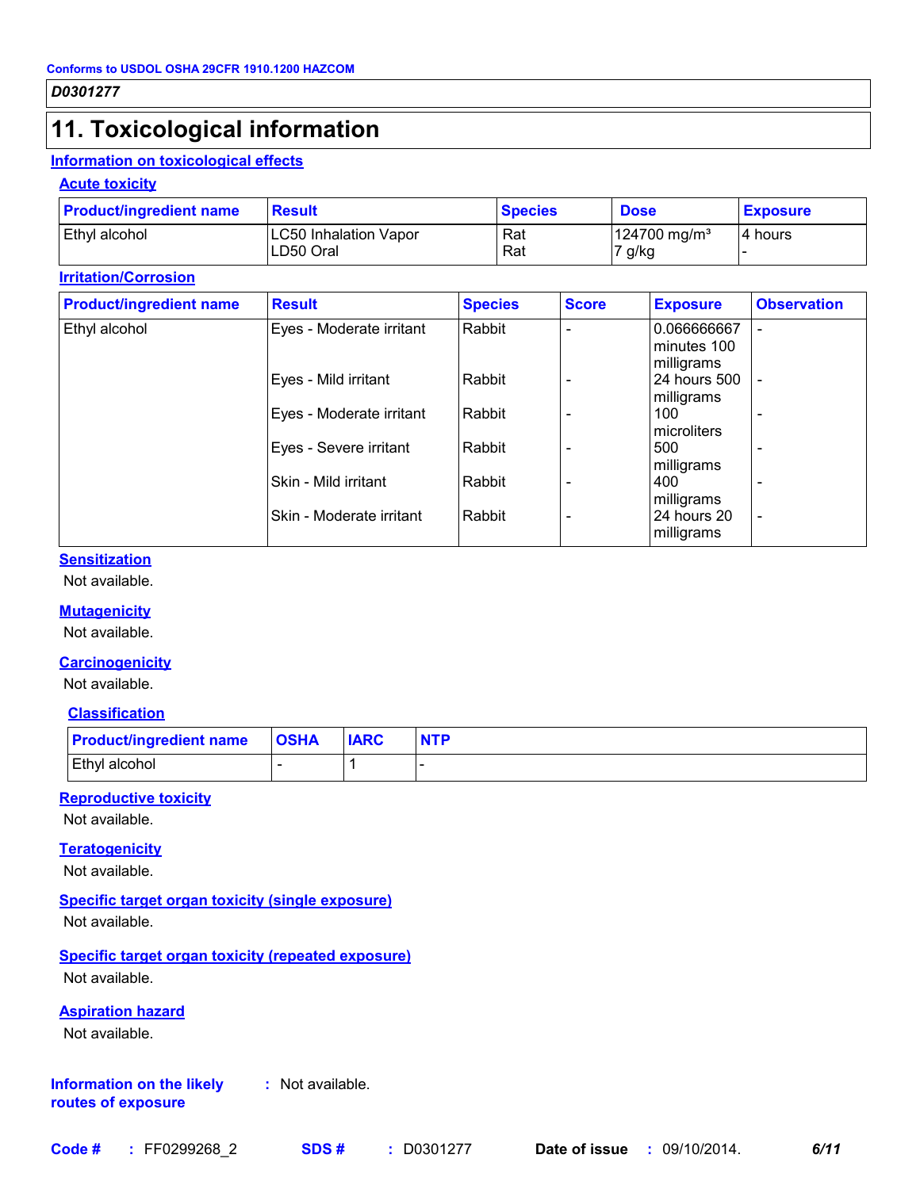Conforms to USDOL OSHA 29CFR 1910.1200 HAZCOM

*D0301277*

# 11. Toxicological information

## Information on toxicological effects

### Acute toxicity

| Product/ingredient name | Result | Species | Dose | Exposure |
|---|---|---|---|---|
| Ethyl alcohol | LC50 Inhalation Vapor<br>LD50 Oral | Rat<br>Rat | 124700 mg/m³<br>7 g/kg | 4 hours<br>- |

### Irritation/Corrosion

| Product/ingredient name | Result | Species | Score | Exposure | Observation |
|---|---|---|---|---|---|
| Ethyl alcohol | Eyes - Moderate irritant | Rabbit | - | 0.066666667 minutes 100 milligrams | - |
| | Eyes - Mild irritant | Rabbit | - | 24 hours 500 milligrams | - |
| | Eyes - Moderate irritant | Rabbit | - | 100 microliters | - |
| | Eyes - Severe irritant | Rabbit | - | 500 milligrams | - |
| | Skin - Mild irritant | Rabbit | - | 400 milligrams | - |
| | Skin - Moderate irritant | Rabbit | - | 24 hours 20 milligrams | - |

### Sensitization

Not available.

### Mutagenicity

Not available.

### Carcinogenicity

Not available.

#### Classification

| Product/ingredient name | OSHA | IARC | NTP |
|---|---|---|---|
| Ethyl alcohol | - | 1 | - |

### Reproductive toxicity

Not available.

### Teratogenicity

Not available.

### Specific target organ toxicity (single exposure)

Not available.

### Specific target organ toxicity (repeated exposure)

Not available.

### Aspiration hazard

Not available.

**Information on the likely routes of exposure** : Not available.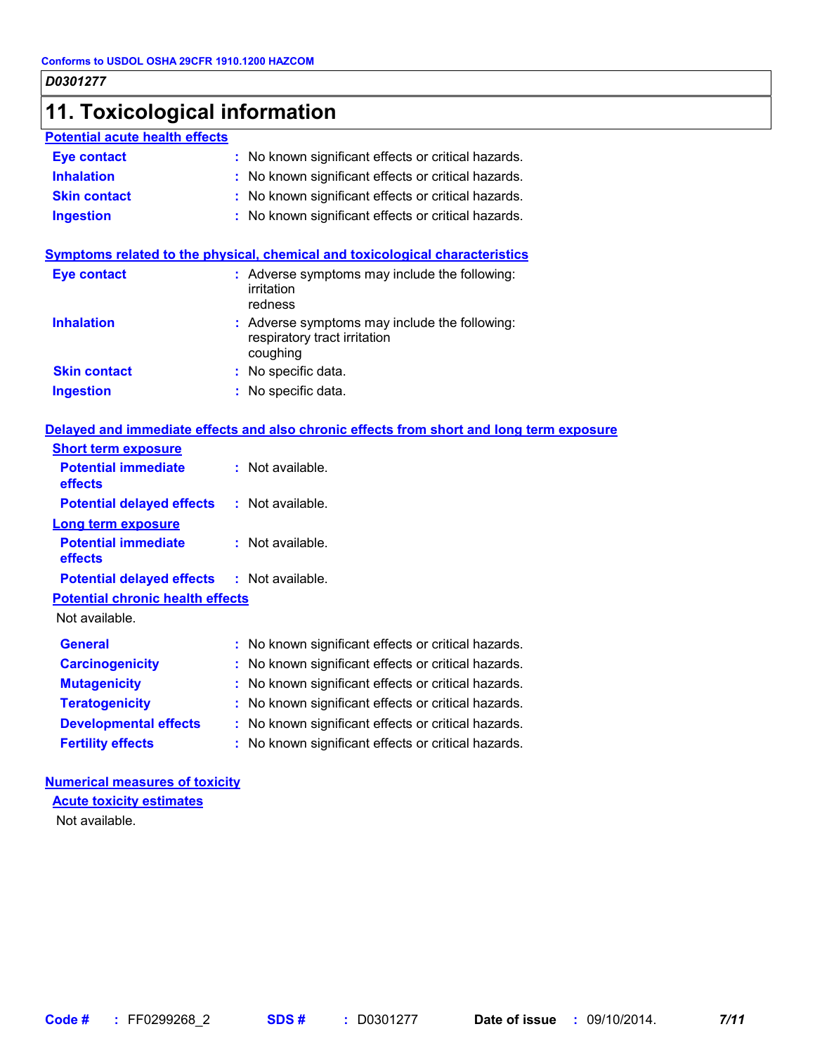# 11. Toxicological information

## Potential acute health effects

| | |
|---|---|
| **Eye contact** | : No known significant effects or critical hazards. |
| **Inhalation** | : No known significant effects or critical hazards. |
| **Skin contact** | : No known significant effects or critical hazards. |
| **Ingestion** | : No known significant effects or critical hazards. |

## Symptoms related to the physical, chemical and toxicological characteristics

| | |
|---|---|
| **Eye contact** | : Adverse symptoms may include the following: irritation redness |
| **Inhalation** | : Adverse symptoms may include the following: respiratory tract irritation coughing |
| **Skin contact** | : No specific data. |
| **Ingestion** | : No specific data. |

## Delayed and immediate effects and also chronic effects from short and long term exposure

### Short term exposure

| | |
|---|---|
| **Potential immediate effects** | : Not available. |
| **Potential delayed effects** | : Not available. |

### Long term exposure

| | |
|---|---|
| **Potential immediate effects** | : Not available. |
| **Potential delayed effects** | : Not available. |

### Potential chronic health effects

Not available.

| | |
|---|---|
| **General** | : No known significant effects or critical hazards. |
| **Carcinogenicity** | : No known significant effects or critical hazards. |
| **Mutagenicity** | : No known significant effects or critical hazards. |
| **Teratogenicity** | : No known significant effects or critical hazards. |
| **Developmental effects** | : No known significant effects or critical hazards. |
| **Fertility effects** | : No known significant effects or critical hazards. |

## Numerical measures of toxicity

### Acute toxicity estimates

Not available.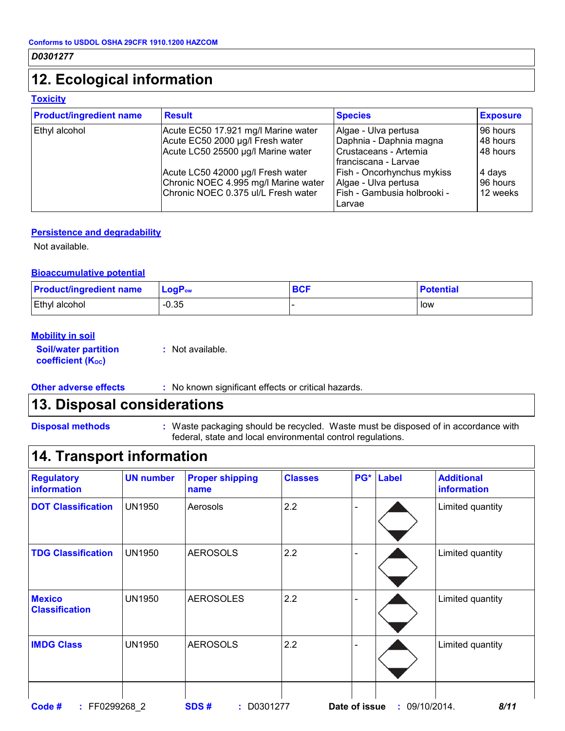Conforms to USDOL OSHA 29CFR 1910.1200 HAZCOM

*D0301277*

## 12. Ecological information

### Toxicity

| Product/ingredient name | Result | Species | Exposure |
|---|---|---|---|
| Ethyl alcohol | Acute EC50 17.921 mg/l Marine water | Algae - Ulva pertusa | 96 hours |
| | Acute EC50 2000 µg/l Fresh water | Daphnia - Daphnia magna | 48 hours |
| | Acute LC50 25500 µg/l Marine water | Crustaceans - Artemia franciscana - Larvae | 48 hours |
| | Acute LC50 42000 µg/l Fresh water | Fish - Oncorhynchus mykiss | 4 days |
| | Chronic NOEC 4.995 mg/l Marine water | Algae - Ulva pertusa | 96 hours |
| | Chronic NOEC 0.375 ul/L Fresh water | Fish - Gambusia holbrooki - Larvae | 12 weeks |

### Persistence and degradability

Not available.

### Bioaccumulative potential

| Product/ingredient name | $LogP_{ow}$ | BCF | Potential |
|---|---|---|---|
| Ethyl alcohol | -0.35 | - | low |

### Mobility in soil

**Soil/water partition coefficient ($K_{OC}$)** : Not available.

**Other adverse effects** : No known significant effects or critical hazards.

## 13. Disposal considerations

**Disposal methods** : Waste packaging should be recycled. Waste must be disposed of in accordance with federal, state and local environmental control regulations.

## 14. Transport information

| Regulatory information | UN number | Proper shipping name | Classes | PG* | Label | Additional information |
|---|---|---|---|---|---|---|
| DOT Classification | UN1950 | Aerosols | 2.2 | - | | Limited quantity |
| TDG Classification | UN1950 | AEROSOLS | 2.2 | - | | Limited quantity |
| Mexico Classification | UN1950 | AEROSOLES | 2.2 | - | | Limited quantity |
| IMDG Class | UN1950 | AEROSOLS | 2.2 | - | | Limited quantity |

**Code #** : FF0299268_2 **SDS #** : D0301277 **Date of issue** : 09/10/2014.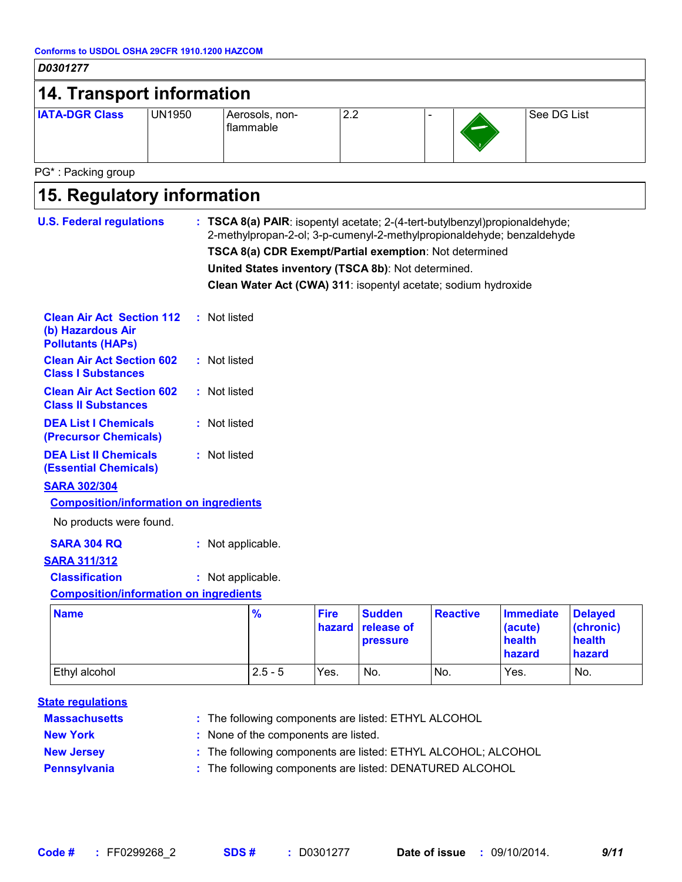Conforms to USDOL OSHA 29CFR 1910.1200 HAZCOM

*D0301277*

## 14. Transport information

| IATA-DGR Class | UN1950 | Aerosols, non-flammable | 2.2 | - | | See DG List |
|---|---|---|---|---|---|---|

PG* : Packing group

## 15. Regulatory information

**U.S. Federal regulations** : **TSCA 8(a) PAIR**: isopentyl acetate; 2-(4-tert-butylbenzyl)propionaldehyde; 2-methylpropan-2-ol; 3-p-cumenyl-2-methylpropionaldehyde; benzaldehyde

**TSCA 8(a) CDR Exempt/Partial exemption**: Not determined

**United States inventory (TSCA 8b)**: Not determined.

**Clean Water Act (CWA) 311**: isopentyl acetate; sodium hydroxide

**Clean Air Act Section 112 (b) Hazardous Air Pollutants (HAPs)** : Not listed

**Clean Air Act Section 602 Class I Substances** : Not listed

**Clean Air Act Section 602 Class II Substances** : Not listed

**DEA List I Chemicals (Precursor Chemicals)** : Not listed

**DEA List II Chemicals (Essential Chemicals)** : Not listed

**SARA 302/304**

**Composition/information on ingredients**

No products were found.

**SARA 304 RQ** : Not applicable.

**SARA 311/312**

**Classification** : Not applicable.

**Composition/information on ingredients**

| Name | % | Fire hazard | Sudden release of pressure | Reactive | Immediate (acute) health hazard | Delayed (chronic) health hazard |
|---|---|---|---|---|---|---|
| Ethyl alcohol | 2.5 - 5 | Yes. | No. | No. | Yes. | No. |

**State regulations**

**Massachusetts** : The following components are listed: ETHYL ALCOHOL

**New York** : None of the components are listed.

**New Jersey** : The following components are listed: ETHYL ALCOHOL; ALCOHOL

**Pennsylvania** : The following components are listed: DENATURED ALCOHOL

**Code #** : FF0299268_2 **SDS #** : D0301277 **Date of issue** : 09/10/2014.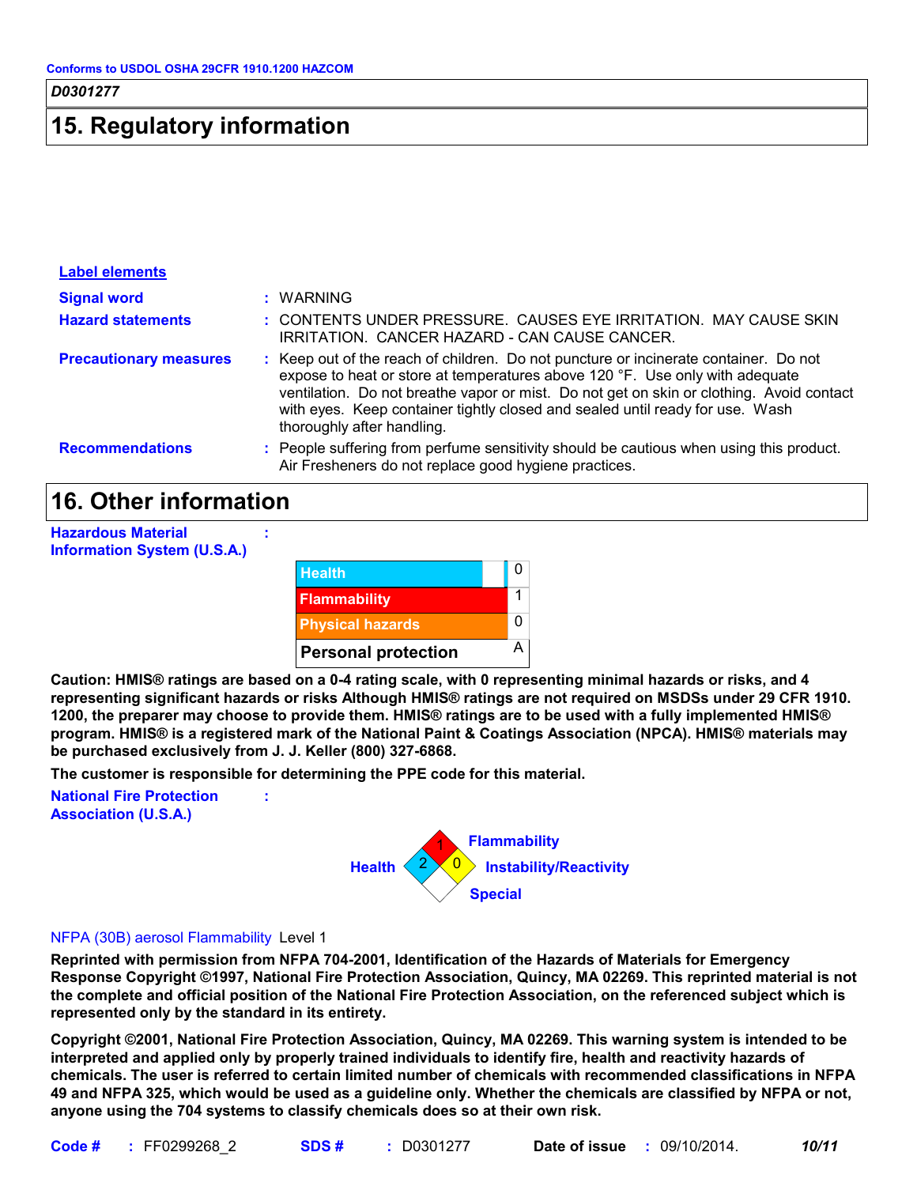Conforms to USDOL OSHA 29CFR 1910.1200 HAZCOM

*D0301277*

## 15. Regulatory information

**Label elements**

**Signal word** : WARNING

**Hazard statements** : CONTENTS UNDER PRESSURE. CAUSES EYE IRRITATION. MAY CAUSE SKIN IRRITATION. CANCER HAZARD - CAN CAUSE CANCER.

**Precautionary measures** : Keep out of the reach of children. Do not puncture or incinerate container. Do not expose to heat or store at temperatures above 120 °F. Use only with adequate ventilation. Do not breathe vapor or mist. Do not get on skin or clothing. Avoid contact with eyes. Keep container tightly closed and sealed until ready for use. Wash thoroughly after handling.

**Recommendations** : People suffering from perfume sensitivity should be cautious when using this product. Air Fresheners do not replace good hygiene practices.

## 16. Other information

**Hazardous Material Information System (U.S.A.)** :

| | |
|---|---|
| Health | 0 |
| Flammability | 1 |
| Physical hazards | 0 |
| Personal protection | A |

**Caution: HMIS® ratings are based on a 0-4 rating scale, with 0 representing minimal hazards or risks, and 4 representing significant hazards or risks Although HMIS® ratings are not required on MSDSs under 29 CFR 1910. 1200, the preparer may choose to provide them. HMIS® ratings are to be used with a fully implemented HMIS® program. HMIS® is a registered mark of the National Paint & Coatings Association (NPCA). HMIS® materials may be purchased exclusively from J. J. Keller (800) 327-6868.**

**The customer is responsible for determining the PPE code for this material.**

**National Fire Protection Association (U.S.A.)** :

| | |
|---|---|
| Health | 2 |
| Flammability | 1 |
| Instability/Reactivity | 0 |
| Special | |

NFPA (30B) aerosol Flammability Level 1

**Reprinted with permission from NFPA 704-2001, Identification of the Hazards of Materials for Emergency Response Copyright ©1997, National Fire Protection Association, Quincy, MA 02269. This reprinted material is not the complete and official position of the National Fire Protection Association, on the referenced subject which is represented only by the standard in its entirety.**

**Copyright ©2001, National Fire Protection Association, Quincy, MA 02269. This warning system is intended to be interpreted and applied only by properly trained individuals to identify fire, health and reactivity hazards of chemicals. The user is referred to certain limited number of chemicals with recommended classifications in NFPA 49 and NFPA 325, which would be used as a guideline only. Whether the chemicals are classified by NFPA or not, anyone using the 704 systems to classify chemicals does so at their own risk.**

**Code #** : FF0299268_2 **SDS #** : D0301277 **Date of issue** : 09/10/2014.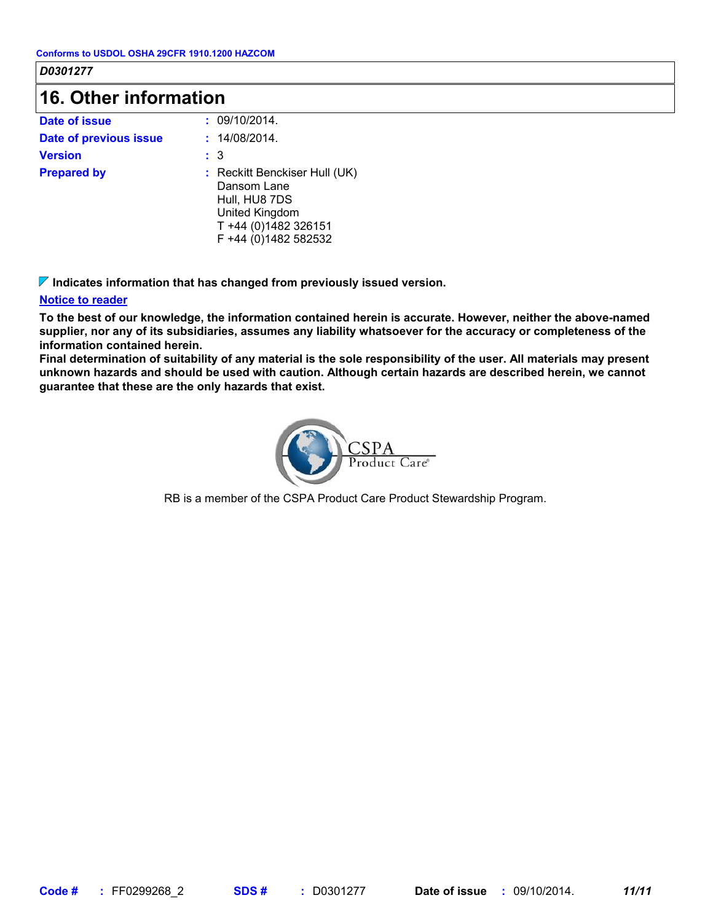## 16. Other information

**Date of issue** : 09/10/2014.

**Date of previous issue** : 14/08/2014.

**Version** : 3

**Prepared by** : Reckitt Benckiser Hull (UK)
Dansom Lane
Hull, HU8 7DS
United Kingdom
T +44 (0)1482 326151
F +44 (0)1482 582532

**Indicates information that has changed from previously issued version.**

**Notice to reader**

**To the best of our knowledge, the information contained herein is accurate. However, neither the above-named supplier, nor any of its subsidiaries, assumes any liability whatsoever for the accuracy or completeness of the information contained herein.**
**Final determination of suitability of any material is the sole responsibility of the user. All materials may present unknown hazards and should be used with caution. Although certain hazards are described herein, we cannot guarantee that these are the only hazards that exist.**

CSPA
Product Care®

RB is a member of the CSPA Product Care Product Stewardship Program.